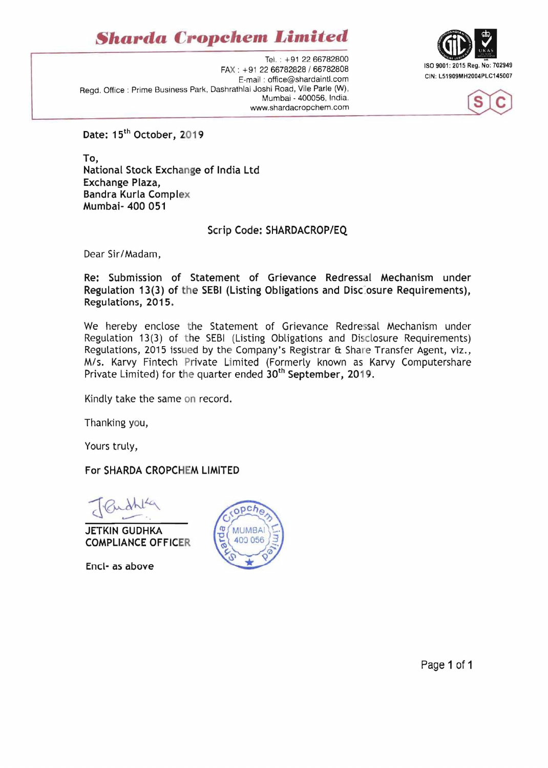# Sharda Cropchem Limited

Tel. : +91 22 66782800
FAX : +91 22 66782828 / 66782808
E-mail : office@shardaintl.com
Regd. Office : Prime Business Park, Dashrathlal Joshi Road, Vile Parle (W), Mumbai - 400056, India.
www.shardacropchem.com

ISO 9001: 2015 Reg. No: 702949
CIN: L51909MH2004PLC145007

**Date: 15th October, 2019**

**To,**
**National Stock Exchange of India Ltd**
**Exchange Plaza,**
**Bandra Kurla Complex**
**Mumbai- 400 051**

**Scrip Code: SHARDACROP/EQ**

Dear Sir/Madam,

**Re: Submission of Statement of Grievance Redressal Mechanism under Regulation 13(3) of the SEBI (Listing Obligations and Disclosure Requirements), Regulations, 2015.**

We hereby enclose the Statement of Grievance Redressal Mechanism under Regulation 13(3) of the SEBI (Listing Obligations and Disclosure Requirements) Regulations, 2015 issued by the Company's Registrar & Share Transfer Agent, viz., M/s. Karvy Fintech Private Limited (Formerly known as Karvy Computershare Private Limited) for the quarter ended **30th September, 2019.**

Kindly take the same on record.

Thanking you,

Yours truly,

**For SHARDA CROPCHEM LIMITED**

**JETKIN GUDHKA**
**COMPLIANCE OFFICER**

**Encl- as above**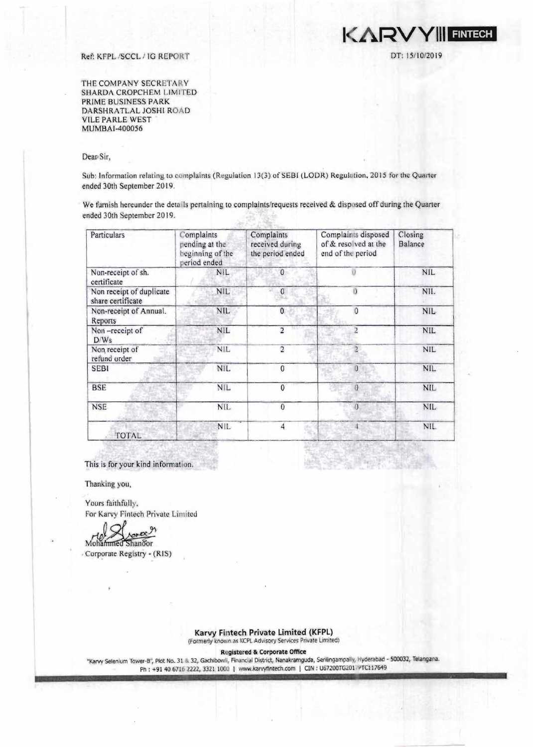KARVY FINTECH

Ref: KFPL /SCCL / IG REPORT

DT: 15/10/2019

THE COMPANY SECRETARY
SHARDA CROPCHEM LIMITED
PRIME BUSINESS PARK
DARSHRATLAL JOSHI ROAD
VILE PARLE WEST
MUMBAI-400056

Dear Sir,

Sub: Information relating to complaints (Regulation 13(3) of SEBI (LODR) Regulation, 2015 for the Quarter ended 30th September 2019.

We furnish hereunder the details pertaining to complaints/requests received & disposed off during the Quarter ended 30th September 2019.

| Particulars | Complaints pending at the beginning of the period ended | Complaints received during the period ended | Complaints disposed of & resolved at the end of the period | Closing Balance |
|---|---|---|---|---|
| Non-receipt of sh. certificate | NIL | 0 | 0 | NIL |
| Non receipt of duplicate share certificate | NIL | 0 | 0 | NIL |
| Non-receipt of Annual. Reports | NIL | 0 | 0 | NIL |
| Non –receipt of D/Ws | NIL | 2 | 2 | NIL |
| Non receipt of refund order | NIL | 2 | 2 | NIL |
| SEBI | NIL | 0 | 0 | NIL |
| BSE | NIL | 0 | 0 | NIL |
| NSE | NIL | 0 | 0 | NIL |
| TOTAL | NIL | 4 | 4 | NIL |

This is for your kind information.

Thanking you,

Yours faithfully,
For Karvy Fintech Private Limited

Mohammed Shanoor
Corporate Registry - (RIS)

**Karvy Fintech Private Limited (KFPL)**
(Formerly known as KCPL Advisory Services Private Limited)

**Registered & Corporate Office**
"Karvy Selenium Tower-B", Plot No. 31 & 32, Gachibowli, Financial District, Nanakramguda, Serilingampally, Hyderabad - 500032, Telangana.
Ph : +91 40 6716 2222, 3321 1000 | www.karvyfintech.com | CIN : U67200TG2017PTC117649